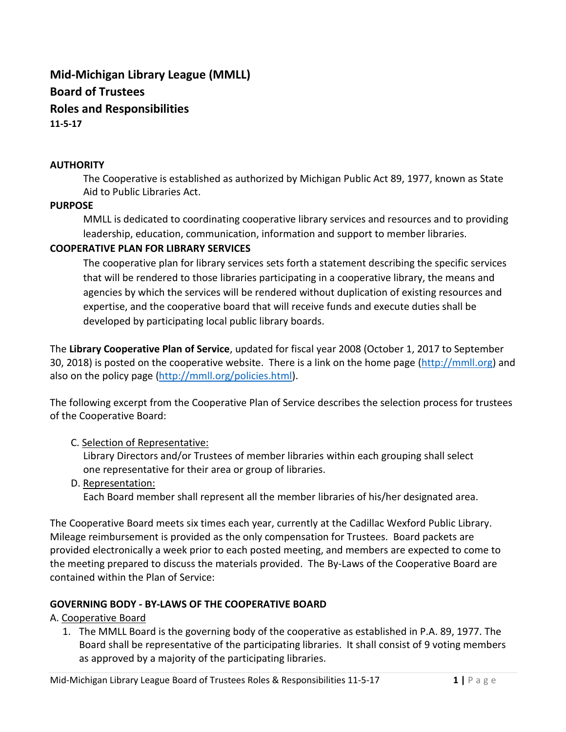# Mid-Michigan Library League (MMLL)
# Board of Trustees
# Roles and Responsibilities
**11-5-17**

**AUTHORITY**

The Cooperative is established as authorized by Michigan Public Act 89, 1977, known as State Aid to Public Libraries Act.

**PURPOSE**

MMLL is dedicated to coordinating cooperative library services and resources and to providing leadership, education, communication, information and support to member libraries.

**COOPERATIVE PLAN FOR LIBRARY SERVICES**

The cooperative plan for library services sets forth a statement describing the specific services that will be rendered to those libraries participating in a cooperative library, the means and agencies by which the services will be rendered without duplication of existing resources and expertise, and the cooperative board that will receive funds and execute duties shall be developed by participating local public library boards.

The **Library Cooperative Plan of Service**, updated for fiscal year 2008 (October 1, 2017 to September 30, 2018) is posted on the cooperative website. There is a link on the home page (http://mmll.org) and also on the policy page (http://mmll.org/policies.html).

The following excerpt from the Cooperative Plan of Service describes the selection process for trustees of the Cooperative Board:

C. Selection of Representative:
Library Directors and/or Trustees of member libraries within each grouping shall select one representative for their area or group of libraries.

D. Representation:
Each Board member shall represent all the member libraries of his/her designated area.

The Cooperative Board meets six times each year, currently at the Cadillac Wexford Public Library. Mileage reimbursement is provided as the only compensation for Trustees. Board packets are provided electronically a week prior to each posted meeting, and members are expected to come to the meeting prepared to discuss the materials provided. The By-Laws of the Cooperative Board are contained within the Plan of Service:

**GOVERNING BODY - BY-LAWS OF THE COOPERATIVE BOARD**

A. Cooperative Board

1. The MMLL Board is the governing body of the cooperative as established in P.A. 89, 1977. The Board shall be representative of the participating libraries. It shall consist of 9 voting members as approved by a majority of the participating libraries.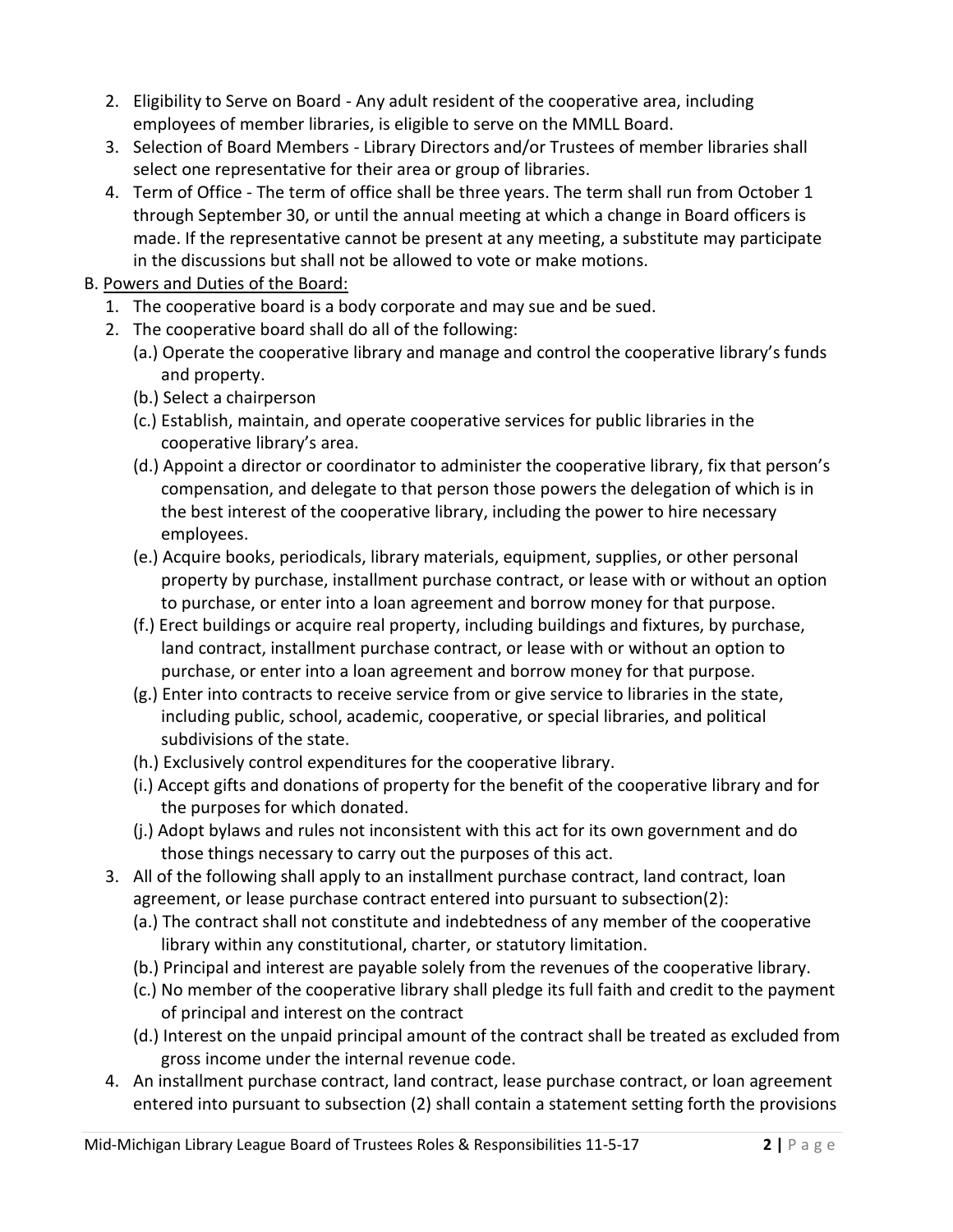2. Eligibility to Serve on Board - Any adult resident of the cooperative area, including employees of member libraries, is eligible to serve on the MMLL Board.
3. Selection of Board Members - Library Directors and/or Trustees of member libraries shall select one representative for their area or group of libraries.
4. Term of Office - The term of office shall be three years. The term shall run from October 1 through September 30, or until the annual meeting at which a change in Board officers is made. If the representative cannot be present at any meeting, a substitute may participate in the discussions but shall not be allowed to vote or make motions.

B. <u>Powers and Duties of the Board:</u>

1. The cooperative board is a body corporate and may sue and be sued.
2. The cooperative board shall do all of the following:
   - (a.) Operate the cooperative library and manage and control the cooperative library's funds and property.
   - (b.) Select a chairperson
   - (c.) Establish, maintain, and operate cooperative services for public libraries in the cooperative library's area.
   - (d.) Appoint a director or coordinator to administer the cooperative library, fix that person's compensation, and delegate to that person those powers the delegation of which is in the best interest of the cooperative library, including the power to hire necessary employees.
   - (e.) Acquire books, periodicals, library materials, equipment, supplies, or other personal property by purchase, installment purchase contract, or lease with or without an option to purchase, or enter into a loan agreement and borrow money for that purpose.
   - (f.) Erect buildings or acquire real property, including buildings and fixtures, by purchase, land contract, installment purchase contract, or lease with or without an option to purchase, or enter into a loan agreement and borrow money for that purpose.
   - (g.) Enter into contracts to receive service from or give service to libraries in the state, including public, school, academic, cooperative, or special libraries, and political subdivisions of the state.
   - (h.) Exclusively control expenditures for the cooperative library.
   - (i.) Accept gifts and donations of property for the benefit of the cooperative library and for the purposes for which donated.
   - (j.) Adopt bylaws and rules not inconsistent with this act for its own government and do those things necessary to carry out the purposes of this act.
3. All of the following shall apply to an installment purchase contract, land contract, loan agreement, or lease purchase contract entered into pursuant to subsection(2):
   - (a.) The contract shall not constitute and indebtedness of any member of the cooperative library within any constitutional, charter, or statutory limitation.
   - (b.) Principal and interest are payable solely from the revenues of the cooperative library.
   - (c.) No member of the cooperative library shall pledge its full faith and credit to the payment of principal and interest on the contract
   - (d.) Interest on the unpaid principal amount of the contract shall be treated as excluded from gross income under the internal revenue code.
4. An installment purchase contract, land contract, lease purchase contract, or loan agreement entered into pursuant to subsection (2) shall contain a statement setting forth the provisions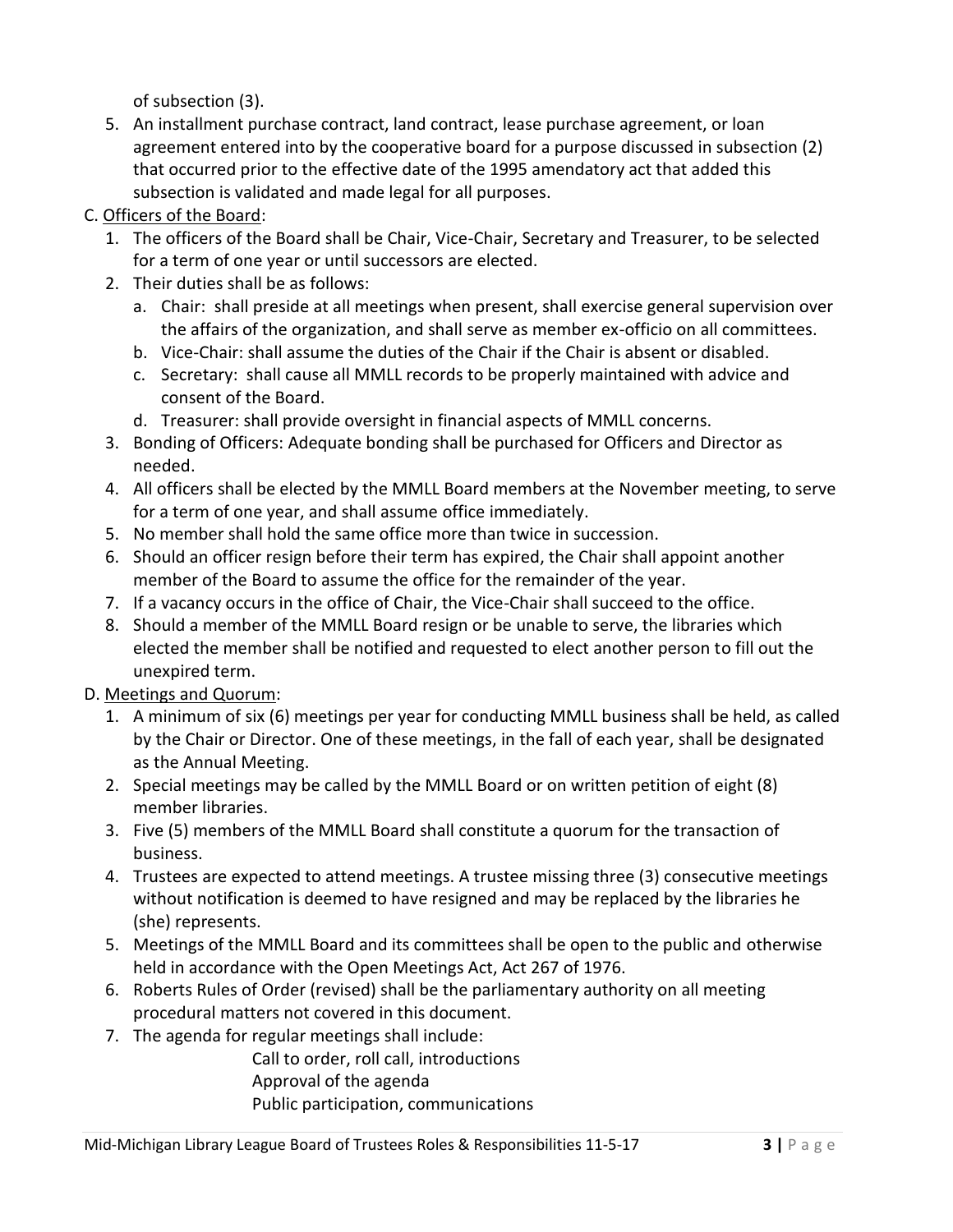of subsection (3).

5. An installment purchase contract, land contract, lease purchase agreement, or loan agreement entered into by the cooperative board for a purpose discussed in subsection (2) that occurred prior to the effective date of the 1995 amendatory act that added this subsection is validated and made legal for all purposes.

C. <u>Officers of the Board</u>:

1. The officers of the Board shall be Chair, Vice-Chair, Secretary and Treasurer, to be selected for a term of one year or until successors are elected.
2. Their duties shall be as follows:
   a. Chair: shall preside at all meetings when present, shall exercise general supervision over the affairs of the organization, and shall serve as member ex-officio on all committees.
   b. Vice-Chair: shall assume the duties of the Chair if the Chair is absent or disabled.
   c. Secretary: shall cause all MMLL records to be properly maintained with advice and consent of the Board.
   d. Treasurer: shall provide oversight in financial aspects of MMLL concerns.
3. Bonding of Officers: Adequate bonding shall be purchased for Officers and Director as needed.
4. All officers shall be elected by the MMLL Board members at the November meeting, to serve for a term of one year, and shall assume office immediately.
5. No member shall hold the same office more than twice in succession.
6. Should an officer resign before their term has expired, the Chair shall appoint another member of the Board to assume the office for the remainder of the year.
7. If a vacancy occurs in the office of Chair, the Vice-Chair shall succeed to the office.
8. Should a member of the MMLL Board resign or be unable to serve, the libraries which elected the member shall be notified and requested to elect another person to fill out the unexpired term.

D. <u>Meetings and Quorum</u>:

1. A minimum of six (6) meetings per year for conducting MMLL business shall be held, as called by the Chair or Director. One of these meetings, in the fall of each year, shall be designated as the Annual Meeting.
2. Special meetings may be called by the MMLL Board or on written petition of eight (8) member libraries.
3. Five (5) members of the MMLL Board shall constitute a quorum for the transaction of business.
4. Trustees are expected to attend meetings. A trustee missing three (3) consecutive meetings without notification is deemed to have resigned and may be replaced by the libraries he (she) represents.
5. Meetings of the MMLL Board and its committees shall be open to the public and otherwise held in accordance with the Open Meetings Act, Act 267 of 1976.
6. Roberts Rules of Order (revised) shall be the parliamentary authority on all meeting procedural matters not covered in this document.
7. The agenda for regular meetings shall include:

   Call to order, roll call, introductions
   Approval of the agenda
   Public participation, communications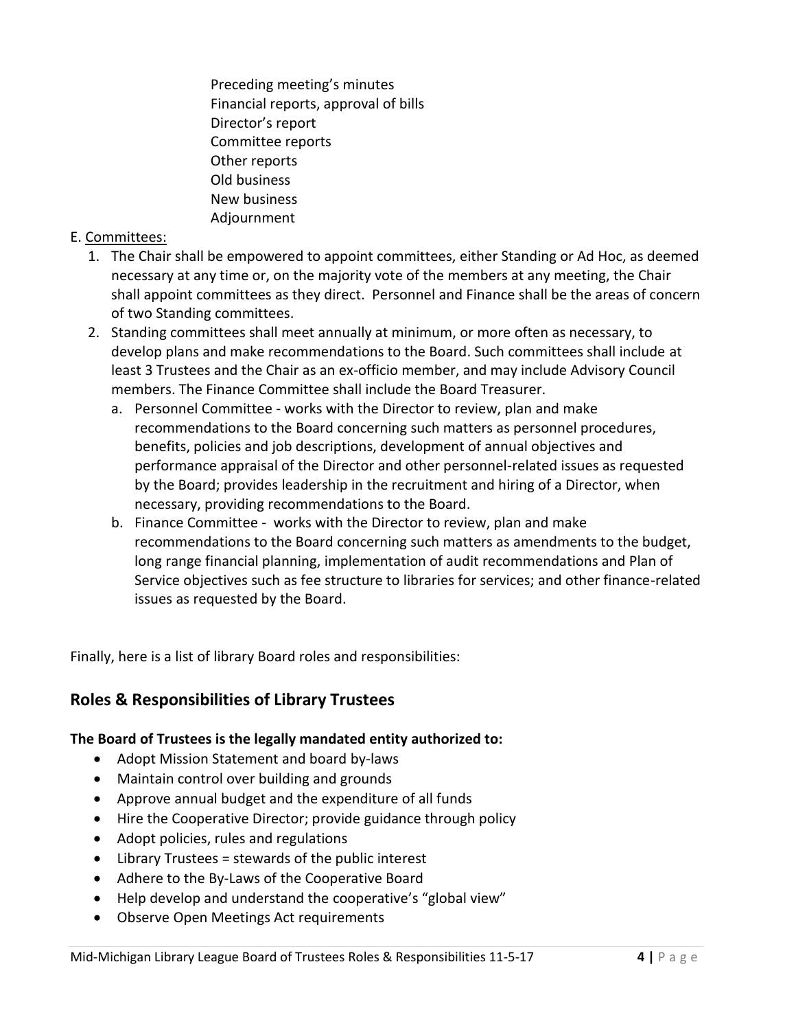Preceding meeting's minutes
Financial reports, approval of bills
Director's report
Committee reports
Other reports
Old business
New business
Adjournment

E. Committees:

1. The Chair shall be empowered to appoint committees, either Standing or Ad Hoc, as deemed necessary at any time or, on the majority vote of the members at any meeting, the Chair shall appoint committees as they direct. Personnel and Finance shall be the areas of concern of two Standing committees.
2. Standing committees shall meet annually at minimum, or more often as necessary, to develop plans and make recommendations to the Board. Such committees shall include at least 3 Trustees and the Chair as an ex-officio member, and may include Advisory Council members. The Finance Committee shall include the Board Treasurer.
   a. Personnel Committee - works with the Director to review, plan and make recommendations to the Board concerning such matters as personnel procedures, benefits, policies and job descriptions, development of annual objectives and performance appraisal of the Director and other personnel-related issues as requested by the Board; provides leadership in the recruitment and hiring of a Director, when necessary, providing recommendations to the Board.
   b. Finance Committee - works with the Director to review, plan and make recommendations to the Board concerning such matters as amendments to the budget, long range financial planning, implementation of audit recommendations and Plan of Service objectives such as fee structure to libraries for services; and other finance-related issues as requested by the Board.

Finally, here is a list of library Board roles and responsibilities:

## Roles & Responsibilities of Library Trustees

**The Board of Trustees is the legally mandated entity authorized to:**

- Adopt Mission Statement and board by-laws
- Maintain control over building and grounds
- Approve annual budget and the expenditure of all funds
- Hire the Cooperative Director; provide guidance through policy
- Adopt policies, rules and regulations
- Library Trustees = stewards of the public interest
- Adhere to the By-Laws of the Cooperative Board
- Help develop and understand the cooperative's "global view"
- Observe Open Meetings Act requirements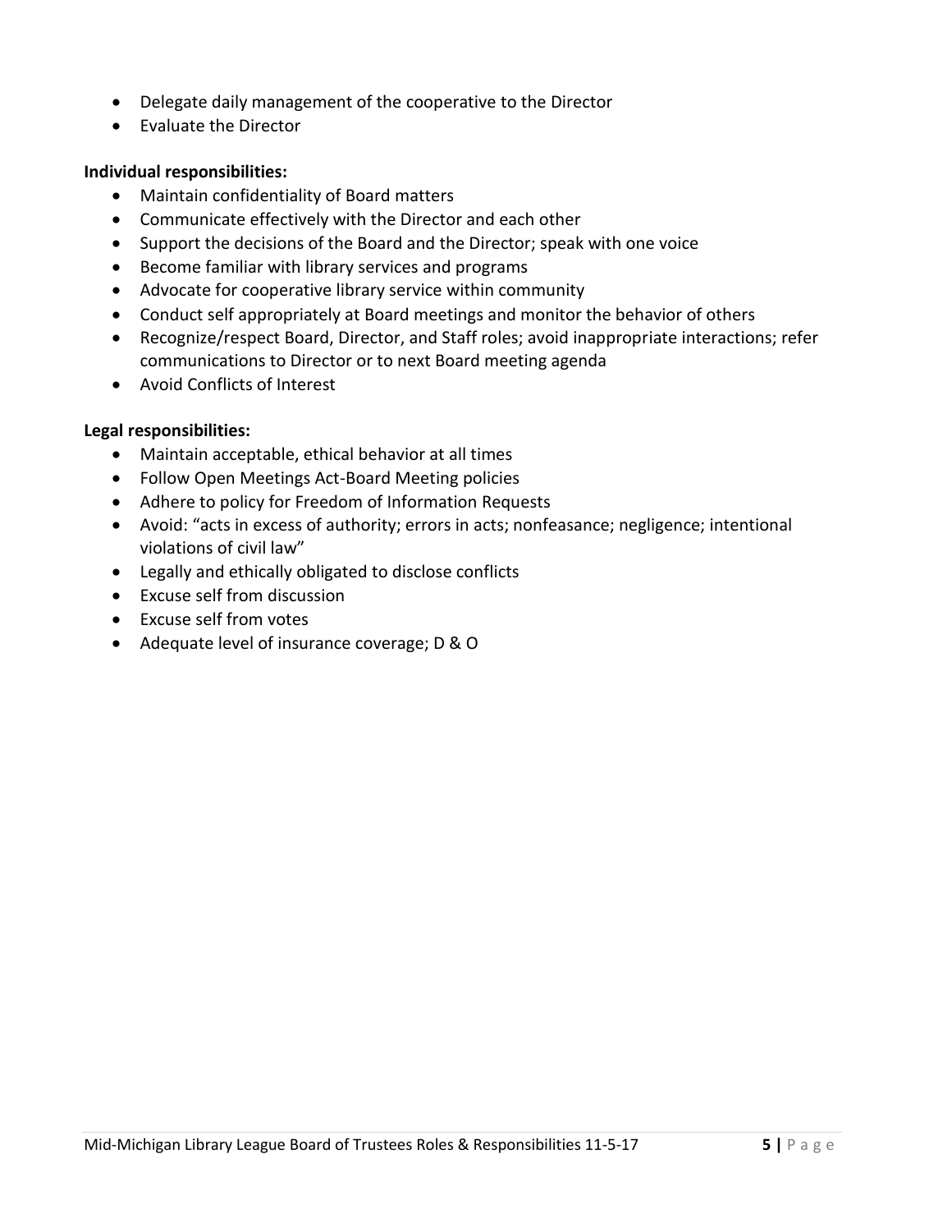- Delegate daily management of the cooperative to the Director
- Evaluate the Director

**Individual responsibilities:**

- Maintain confidentiality of Board matters
- Communicate effectively with the Director and each other
- Support the decisions of the Board and the Director; speak with one voice
- Become familiar with library services and programs
- Advocate for cooperative library service within community
- Conduct self appropriately at Board meetings and monitor the behavior of others
- Recognize/respect Board, Director, and Staff roles; avoid inappropriate interactions; refer communications to Director or to next Board meeting agenda
- Avoid Conflicts of Interest

**Legal responsibilities:**

- Maintain acceptable, ethical behavior at all times
- Follow Open Meetings Act-Board Meeting policies
- Adhere to policy for Freedom of Information Requests
- Avoid: "acts in excess of authority; errors in acts; nonfeasance; negligence; intentional violations of civil law"
- Legally and ethically obligated to disclose conflicts
- Excuse self from discussion
- Excuse self from votes
- Adequate level of insurance coverage; D & O